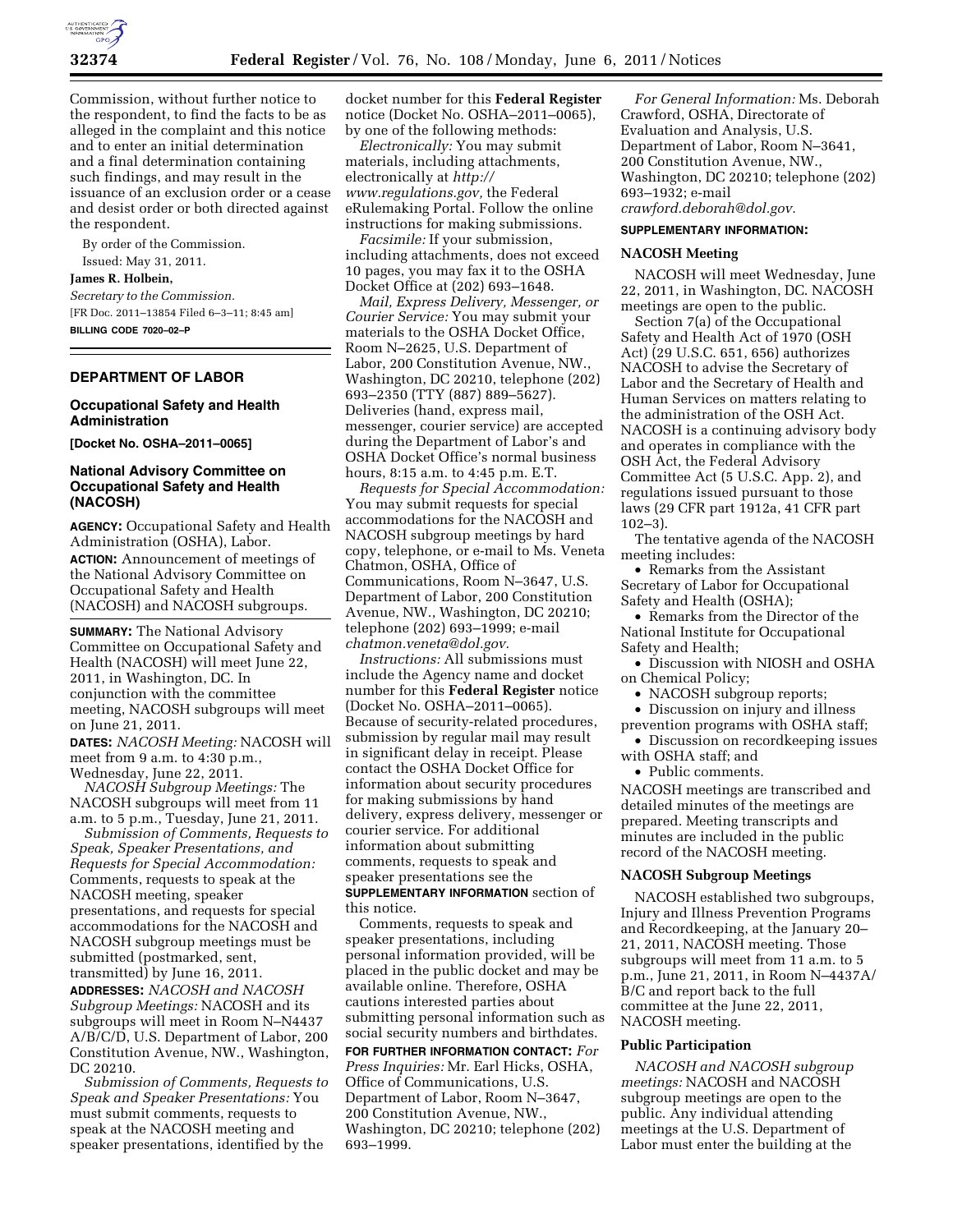Commission, without further notice to the respondent, to find the facts to be as alleged in the complaint and this notice and to enter an initial determination and a final determination containing such findings, and may result in the issuance of an exclusion order or a cease and desist order or both directed against the respondent.

By order of the Commission.

Issued: May 31, 2011.

**James R. Holbein,**

*Secretary to the Commission.*

[FR Doc. 2011–13854 Filed 6–3–11; 8:45 am]

**BILLING CODE 7020–02–P**

## DEPARTMENT OF LABOR

### Occupational Safety and Health Administration

**[Docket No. OSHA–2011–0065]**

### National Advisory Committee on Occupational Safety and Health (NACOSH)

**AGENCY:** Occupational Safety and Health Administration (OSHA), Labor.

**ACTION:** Announcement of meetings of the National Advisory Committee on Occupational Safety and Health (NACOSH) and NACOSH subgroups.

**SUMMARY:** The National Advisory Committee on Occupational Safety and Health (NACOSH) will meet June 22, 2011, in Washington, DC. In conjunction with the committee meeting, NACOSH subgroups will meet on June 21, 2011.

**DATES:** *NACOSH Meeting:* NACOSH will meet from 9 a.m. to 4:30 p.m., Wednesday, June 22, 2011.

*NACOSH Subgroup Meetings:* The NACOSH subgroups will meet from 11 a.m. to 5 p.m., Tuesday, June 21, 2011.

*Submission of Comments, Requests to Speak, Speaker Presentations, and Requests for Special Accommodation:* Comments, requests to speak at the NACOSH meeting, speaker presentations, and requests for special accommodations for the NACOSH and NACOSH subgroup meetings must be submitted (postmarked, sent, transmitted) by June 16, 2011.

**ADDRESSES:** *NACOSH and NACOSH Subgroup Meetings:* NACOSH and its subgroups will meet in Room N–N4437 A/B/C/D, U.S. Department of Labor, 200 Constitution Avenue, NW., Washington, DC 20210.

*Submission of Comments, Requests to Speak and Speaker Presentations:* You must submit comments, requests to speak at the NACOSH meeting and speaker presentations, identified by the docket number for this **Federal Register** notice (Docket No. OSHA–2011–0065), by one of the following methods:

*Electronically:* You may submit materials, including attachments, electronically at *http://www.regulations.gov,* the Federal eRulemaking Portal. Follow the online instructions for making submissions.

*Facsimile:* If your submission, including attachments, does not exceed 10 pages, you may fax it to the OSHA Docket Office at (202) 693–1648.

*Mail, Express Delivery, Messenger, or Courier Service:* You may submit your materials to the OSHA Docket Office, Room N–2625, U.S. Department of Labor, 200 Constitution Avenue, NW., Washington, DC 20210, telephone (202) 693–2350 (TTY (887) 889–5627). Deliveries (hand, express mail, messenger, courier service) are accepted during the Department of Labor's and OSHA Docket Office's normal business hours, 8:15 a.m. to 4:45 p.m. E.T.

*Requests for Special Accommodation:* You may submit requests for special accommodations for the NACOSH and NACOSH subgroup meetings by hard copy, telephone, or e-mail to Ms. Veneta Chatmon, OSHA, Office of Communications, Room N–3647, U.S. Department of Labor, 200 Constitution Avenue, NW., Washington, DC 20210; telephone (202) 693–1999; e-mail *chatmon.veneta@dol.gov.*

*Instructions:* All submissions must include the Agency name and docket number for this **Federal Register** notice (Docket No. OSHA–2011–0065). Because of security-related procedures, submission by regular mail may result in significant delay in receipt. Please contact the OSHA Docket Office for information about security procedures for making submissions by hand delivery, express delivery, messenger or courier service. For additional information about submitting comments, requests to speak and speaker presentations see the **SUPPLEMENTARY INFORMATION** section of this notice.

Comments, requests to speak and speaker presentations, including personal information provided, will be placed in the public docket and may be available online. Therefore, OSHA cautions interested parties about submitting personal information such as social security numbers and birthdates.

**FOR FURTHER INFORMATION CONTACT:** *For Press Inquiries:* Mr. Earl Hicks, OSHA, Office of Communications, U.S. Department of Labor, Room N–3647, 200 Constitution Avenue, NW., Washington, DC 20210; telephone (202) 693–1999.

*For General Information:* Ms. Deborah Crawford, OSHA, Directorate of Evaluation and Analysis, U.S. Department of Labor, Room N–3641, 200 Constitution Avenue, NW., Washington, DC 20210; telephone (202) 693–1932; e-mail *crawford.deborah@dol.gov.*

**SUPPLEMENTARY INFORMATION:**

#### NACOSH Meeting

NACOSH will meet Wednesday, June 22, 2011, in Washington, DC. NACOSH meetings are open to the public.

Section 7(a) of the Occupational Safety and Health Act of 1970 (OSH Act) (29 U.S.C. 651, 656) authorizes NACOSH to advise the Secretary of Labor and the Secretary of Health and Human Services on matters relating to the administration of the OSH Act. NACOSH is a continuing advisory body and operates in compliance with the OSH Act, the Federal Advisory Committee Act (5 U.S.C. App. 2), and regulations issued pursuant to those laws (29 CFR part 1912a, 41 CFR part 102–3).

The tentative agenda of the NACOSH meeting includes:

- Remarks from the Assistant Secretary of Labor for Occupational Safety and Health (OSHA);
- Remarks from the Director of the National Institute for Occupational Safety and Health;
- Discussion with NIOSH and OSHA on Chemical Policy;
- NACOSH subgroup reports;
- Discussion on injury and illness prevention programs with OSHA staff;
- Discussion on recordkeeping issues with OSHA staff; and
- Public comments.

NACOSH meetings are transcribed and detailed minutes of the meetings are prepared. Meeting transcripts and minutes are included in the public record of the NACOSH meeting.

#### NACOSH Subgroup Meetings

NACOSH established two subgroups, Injury and Illness Prevention Programs and Recordkeeping, at the January 20–21, 2011, NACOSH meeting. Those subgroups will meet from 11 a.m. to 5 p.m., June 21, 2011, in Room N–4437A/B/C and report back to the full committee at the June 22, 2011, NACOSH meeting.

#### Public Participation

*NACOSH and NACOSH subgroup meetings:* NACOSH and NACOSH subgroup meetings are open to the public. Any individual attending meetings at the U.S. Department of Labor must enter the building at the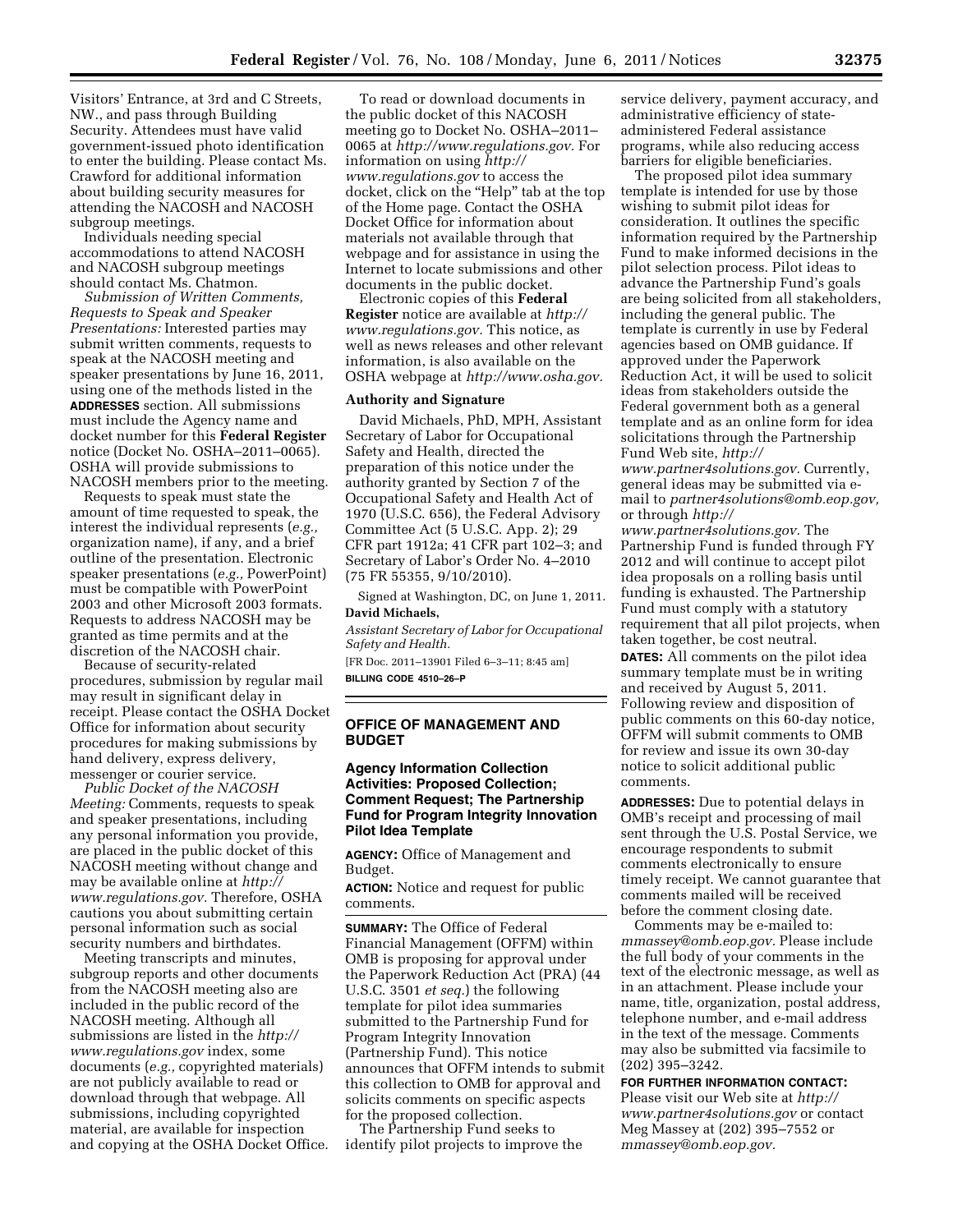Visitors' Entrance, at 3rd and C Streets, NW., and pass through Building Security. Attendees must have valid government-issued photo identification to enter the building. Please contact Ms. Crawford for additional information about building security measures for attending the NACOSH and NACOSH subgroup meetings.

Individuals needing special accommodations to attend NACOSH and NACOSH subgroup meetings should contact Ms. Chatmon.

*Submission of Written Comments, Requests to Speak and Speaker Presentations:* Interested parties may submit written comments, requests to speak at the NACOSH meeting and speaker presentations by June 16, 2011, using one of the methods listed in the **ADDRESSES** section. All submissions must include the Agency name and docket number for this **Federal Register** notice (Docket No. OSHA–2011–0065). OSHA will provide submissions to NACOSH members prior to the meeting.

Requests to speak must state the amount of time requested to speak, the interest the individual represents (*e.g.,* organization name), if any, and a brief outline of the presentation. Electronic speaker presentations (*e.g.,* PowerPoint) must be compatible with PowerPoint 2003 and other Microsoft 2003 formats. Requests to address NACOSH may be granted as time permits and at the discretion of the NACOSH chair.

Because of security-related procedures, submission by regular mail may result in significant delay in receipt. Please contact the OSHA Docket Office for information about security procedures for making submissions by hand delivery, express delivery, messenger or courier service.

*Public Docket of the NACOSH Meeting:* Comments, requests to speak and speaker presentations, including any personal information you provide, are placed in the public docket of this NACOSH meeting without change and may be available online at *http://www.regulations.gov.* Therefore, OSHA cautions you about submitting certain personal information such as social security numbers and birthdates.

Meeting transcripts and minutes, subgroup reports and other documents from the NACOSH meeting also are included in the public record of the NACOSH meeting. Although all submissions are listed in the *http://www.regulations.gov* index, some documents (*e.g.,* copyrighted materials) are not publicly available to read or download through that webpage. All submissions, including copyrighted material, are available for inspection and copying at the OSHA Docket Office.

To read or download documents in the public docket of this NACOSH meeting go to Docket No. OSHA–2011–0065 at *http://www.regulations.gov.* For information on using *http://www.regulations.gov* to access the docket, click on the "Help" tab at the top of the Home page. Contact the OSHA Docket Office for information about materials not available through that webpage and for assistance in using the Internet to locate submissions and other documents in the public docket.

Electronic copies of this **Federal Register** notice are available at *http://www.regulations.gov.* This notice, as well as news releases and other relevant information, is also available on the OSHA webpage at *http://www.osha.gov.*

**Authority and Signature**

David Michaels, PhD, MPH, Assistant Secretary of Labor for Occupational Safety and Health, directed the preparation of this notice under the authority granted by Section 7 of the Occupational Safety and Health Act of 1970 (U.S.C. 656), the Federal Advisory Committee Act (5 U.S.C. App. 2); 29 CFR part 1912a; 41 CFR part 102–3; and Secretary of Labor's Order No. 4–2010 (75 FR 55355, 9/10/2010).

Signed at Washington, DC, on June 1, 2011.

**David Michaels,**

*Assistant Secretary of Labor for Occupational Safety and Health.*

[FR Doc. 2011–13901 Filed 6–3–11; 8:45 am]

**BILLING CODE 4510–26–P**

## OFFICE OF MANAGEMENT AND BUDGET

### Agency Information Collection Activities: Proposed Collection; Comment Request; The Partnership Fund for Program Integrity Innovation Pilot Idea Template

**AGENCY:** Office of Management and Budget.

**ACTION:** Notice and request for public comments.

**SUMMARY:** The Office of Federal Financial Management (OFFM) within OMB is proposing for approval under the Paperwork Reduction Act (PRA) (44 U.S.C. 3501 *et seq.*) the following template for pilot idea summaries submitted to the Partnership Fund for Program Integrity Innovation (Partnership Fund). This notice announces that OFFM intends to submit this collection to OMB for approval and solicits comments on specific aspects for the proposed collection.

The Partnership Fund seeks to identify pilot projects to improve the service delivery, payment accuracy, and administrative efficiency of state-administered Federal assistance programs, while also reducing access barriers for eligible beneficiaries.

The proposed pilot idea summary template is intended for use by those wishing to submit pilot ideas for consideration. It outlines the specific information required by the Partnership Fund to make informed decisions in the pilot selection process. Pilot ideas to advance the Partnership Fund's goals are being solicited from all stakeholders, including the general public. The template is currently in use by Federal agencies based on OMB guidance. If approved under the Paperwork Reduction Act, it will be used to solicit ideas from stakeholders outside the Federal government both as a general template and as an online form for idea solicitations through the Partnership Fund Web site, *http://www.partner4solutions.gov.* Currently, general ideas may be submitted via e-mail to *partner4solutions@omb.eop.gov,* or through *http://www.partner4solutions.gov.* The Partnership Fund is funded through FY 2012 and will continue to accept pilot idea proposals on a rolling basis until funding is exhausted. The Partnership Fund must comply with a statutory requirement that all pilot projects, when taken together, be cost neutral.

**DATES:** All comments on the pilot idea summary template must be in writing and received by August 5, 2011. Following review and disposition of public comments on this 60-day notice, OFFM will submit comments to OMB for review and issue its own 30-day notice to solicit additional public comments.

**ADDRESSES:** Due to potential delays in OMB's receipt and processing of mail sent through the U.S. Postal Service, we encourage respondents to submit comments electronically to ensure timely receipt. We cannot guarantee that comments mailed will be received before the comment closing date.

Comments may be e-mailed to: *mmassey@omb.eop.gov.* Please include the full body of your comments in the text of the electronic message, as well as in an attachment. Please include your name, title, organization, postal address, telephone number, and e-mail address in the text of the message. Comments may also be submitted via facsimile to (202) 395–3242.

**FOR FURTHER INFORMATION CONTACT:** Please visit our Web site at *http://www.partner4solutions.gov* or contact Meg Massey at (202) 395–7552 or *mmassey@omb.eop.gov.*